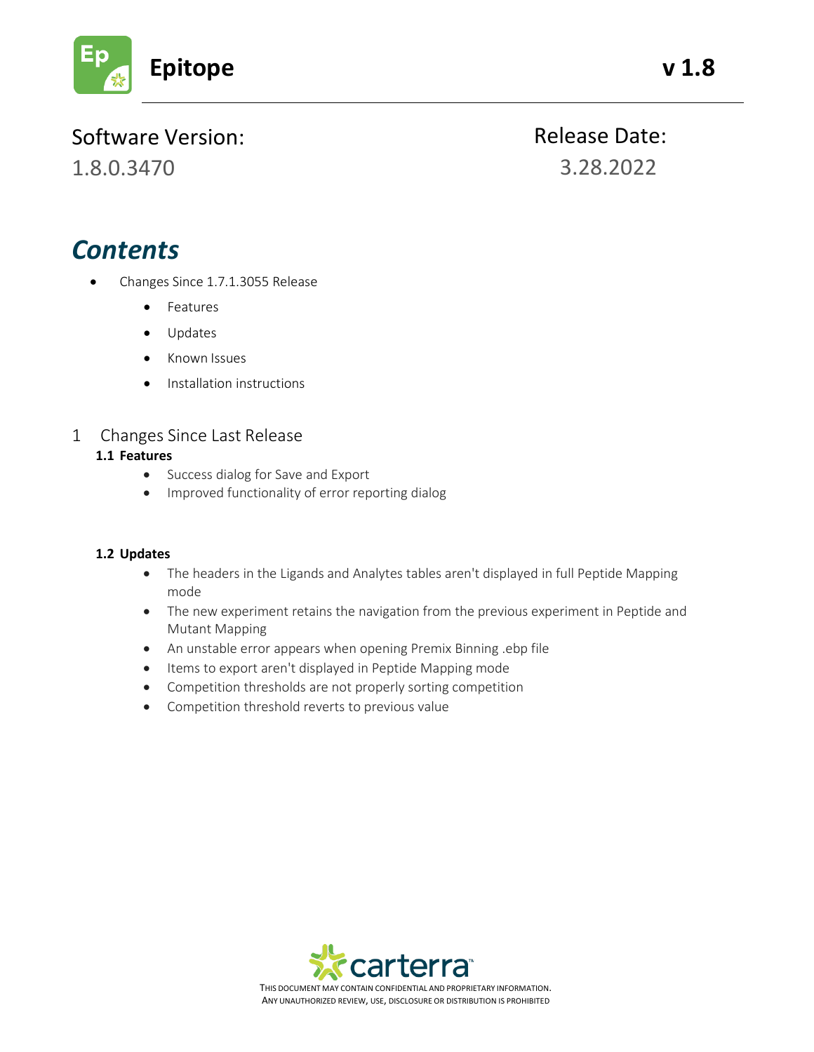# Epitope v 1.8

**Software Version:** 1.8.0.3470

**Release Date:** 3.28.2022

## *Contents*

- Changes Since 1.7.1.3055 Release
  - Features
  - Updates
  - Known Issues
  - Installation instructions

## 1 Changes Since Last Release

### 1.1 Features

- Success dialog for Save and Export
- Improved functionality of error reporting dialog

### 1.2 Updates

- The headers in the Ligands and Analytes tables aren't displayed in full Peptide Mapping mode
- The new experiment retains the navigation from the previous experiment in Peptide and Mutant Mapping
- An unstable error appears when opening Premix Binning .ebp file
- Items to export aren't displayed in Peptide Mapping mode
- Competition thresholds are not properly sorting competition
- Competition threshold reverts to previous value

carterra

THIS DOCUMENT MAY CONTAIN CONFIDENTIAL AND PROPRIETARY INFORMATION. ANY UNAUTHORIZED REVIEW, USE, DISCLOSURE OR DISTRIBUTION IS PROHIBITED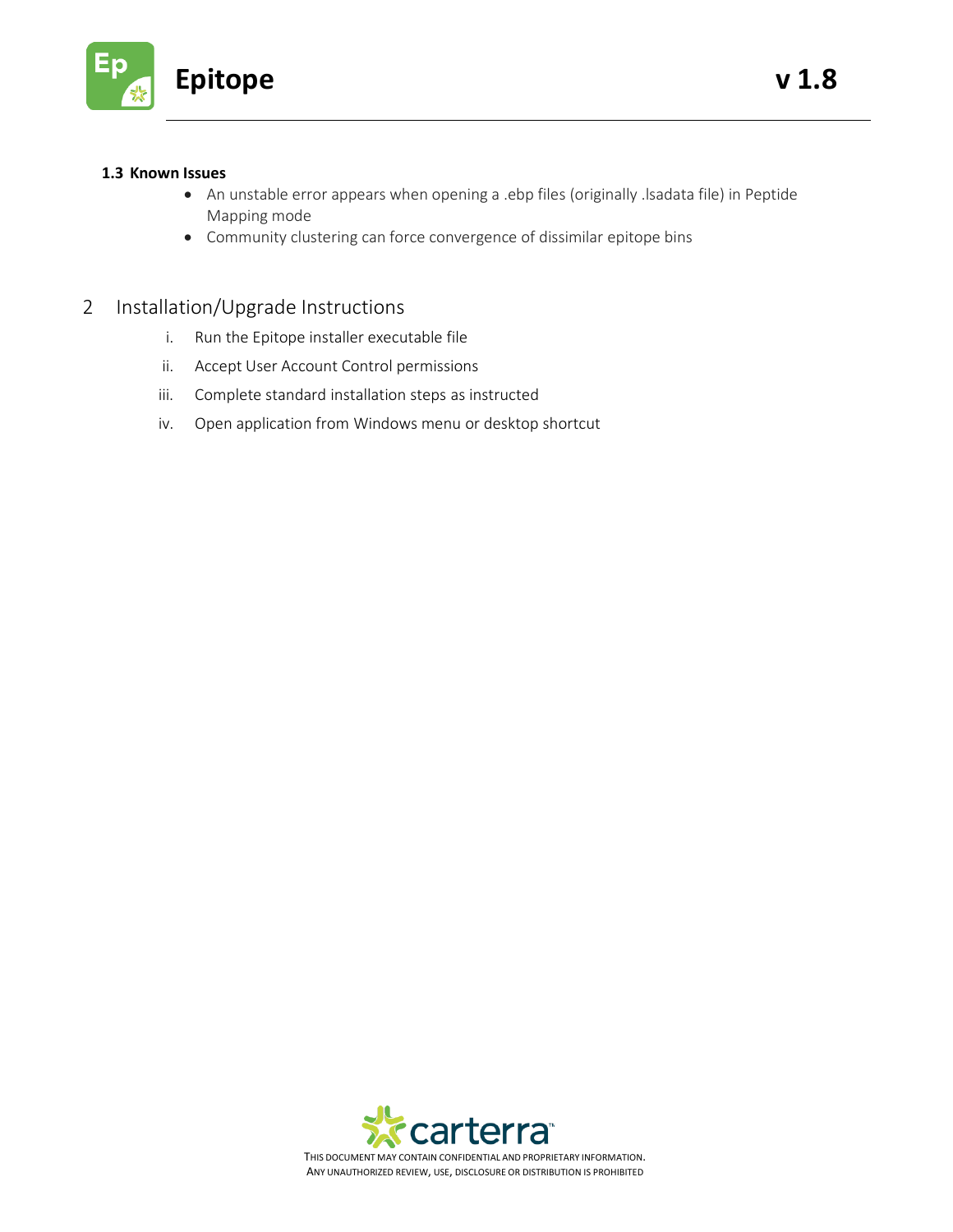### 1.3 Known Issues

- An unstable error appears when opening a .ebp files (originally .lsadata file) in Peptide Mapping mode
- Community clustering can force convergence of dissimilar epitope bins

# 2 Installation/Upgrade Instructions

i. Run the Epitope installer executable file

ii. Accept User Account Control permissions

iii. Complete standard installation steps as instructed

iv. Open application from Windows menu or desktop shortcut